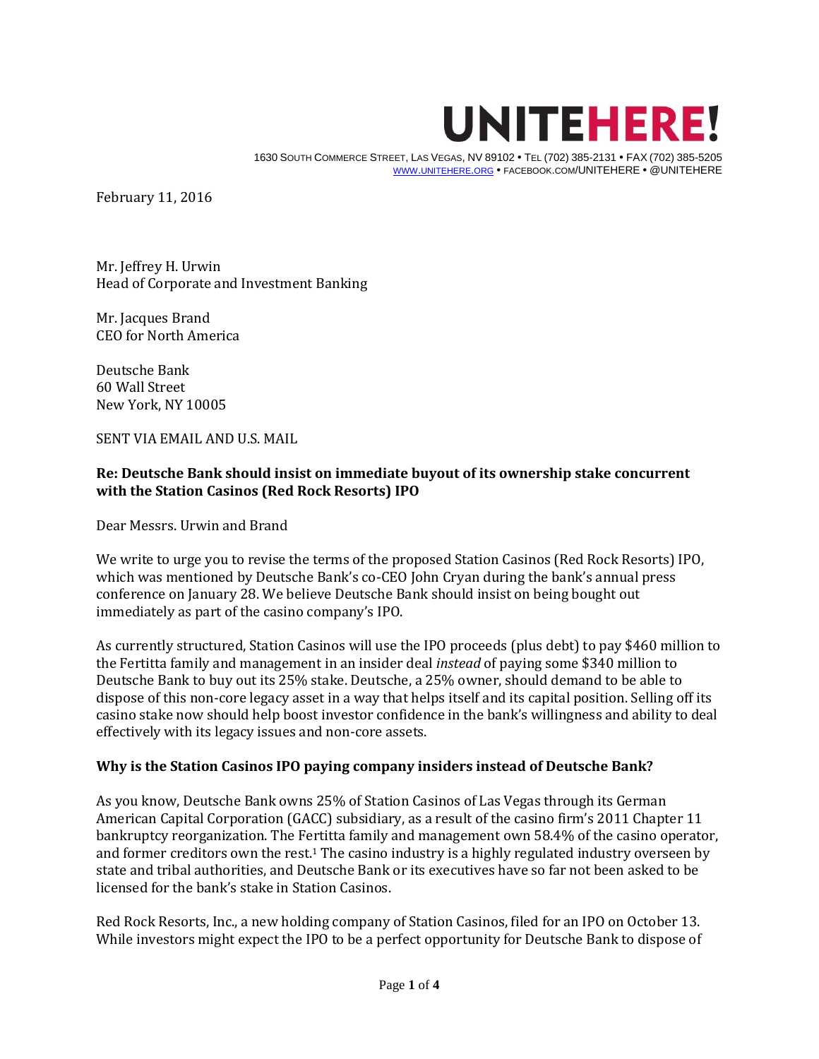UNITEHERE!

1630 South Commerce Street, Las Vegas, NV 89102 • Tel (702) 385-2131 • FAX (702) 385-5205
www.unitehere.org • facebook.com/UNITEHERE • @UNITEHERE

February 11, 2016

Mr. Jeffrey H. Urwin
Head of Corporate and Investment Banking

Mr. Jacques Brand
CEO for North America

Deutsche Bank
60 Wall Street
New York, NY 10005

SENT VIA EMAIL AND U.S. MAIL

**Re: Deutsche Bank should insist on immediate buyout of its ownership stake concurrent with the Station Casinos (Red Rock Resorts) IPO**

Dear Messrs. Urwin and Brand

We write to urge you to revise the terms of the proposed Station Casinos (Red Rock Resorts) IPO, which was mentioned by Deutsche Bank's co-CEO John Cryan during the bank's annual press conference on January 28. We believe Deutsche Bank should insist on being bought out immediately as part of the casino company's IPO.

As currently structured, Station Casinos will use the IPO proceeds (plus debt) to pay $460 million to the Fertitta family and management in an insider deal *instead* of paying some $340 million to Deutsche Bank to buy out its 25% stake. Deutsche, a 25% owner, should demand to be able to dispose of this non-core legacy asset in a way that helps itself and its capital position. Selling off its casino stake now should help boost investor confidence in the bank's willingness and ability to deal effectively with its legacy issues and non-core assets.

**Why is the Station Casinos IPO paying company insiders instead of Deutsche Bank?**

As you know, Deutsche Bank owns 25% of Station Casinos of Las Vegas through its German American Capital Corporation (GACC) subsidiary, as a result of the casino firm's 2011 Chapter 11 bankruptcy reorganization. The Fertitta family and management own 58.4% of the casino operator, and former creditors own the rest.[1] The casino industry is a highly regulated industry overseen by state and tribal authorities, and Deutsche Bank or its executives have so far not been asked to be licensed for the bank's stake in Station Casinos.

Red Rock Resorts, Inc., a new holding company of Station Casinos, filed for an IPO on October 13. While investors might expect the IPO to be a perfect opportunity for Deutsche Bank to dispose of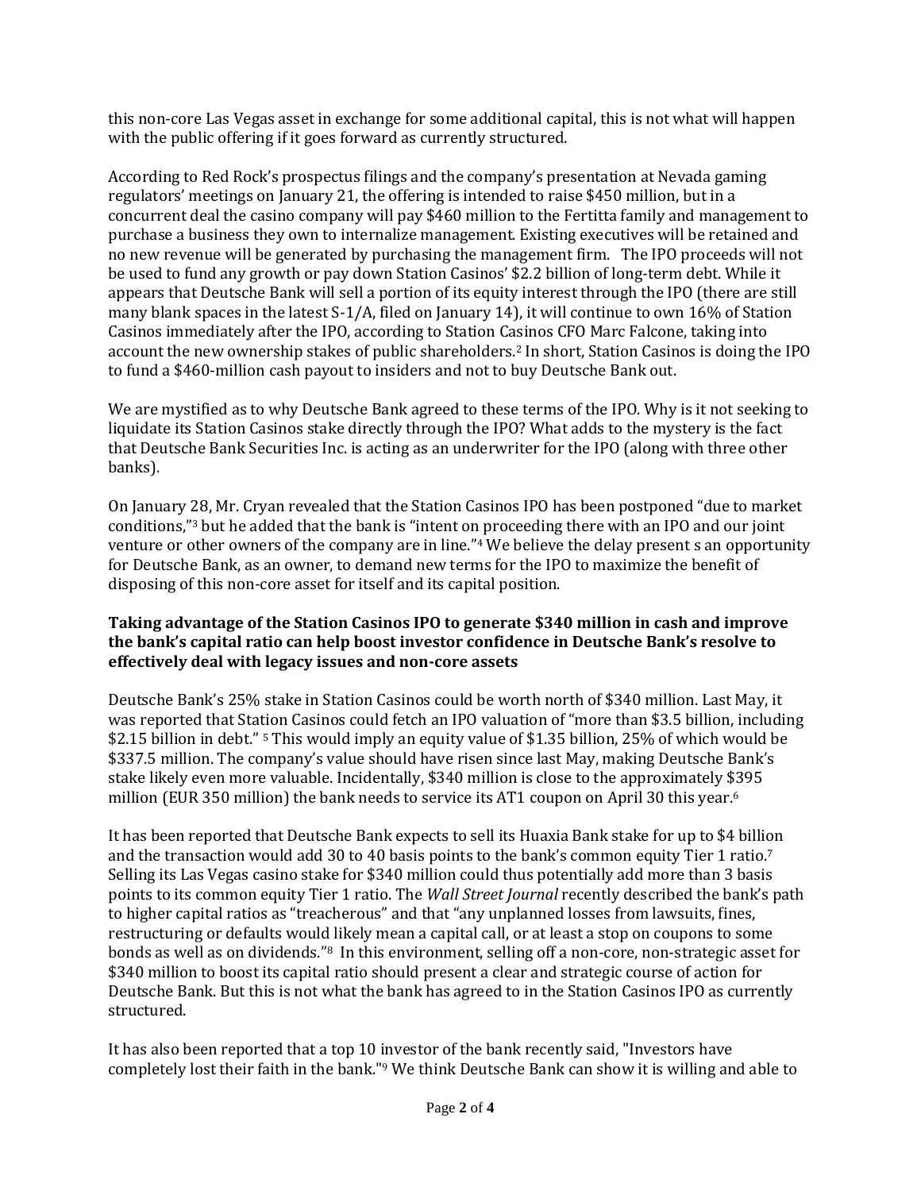this non-core Las Vegas asset in exchange for some additional capital, this is not what will happen with the public offering if it goes forward as currently structured.

According to Red Rock's prospectus filings and the company's presentation at Nevada gaming regulators' meetings on January 21, the offering is intended to raise $450 million, but in a concurrent deal the casino company will pay $460 million to the Fertitta family and management to purchase a business they own to internalize management. Existing executives will be retained and no new revenue will be generated by purchasing the management firm. The IPO proceeds will not be used to fund any growth or pay down Station Casinos' $2.2 billion of long-term debt. While it appears that Deutsche Bank will sell a portion of its equity interest through the IPO (there are still many blank spaces in the latest S-1/A, filed on January 14), it will continue to own 16% of Station Casinos immediately after the IPO, according to Station Casinos CFO Marc Falcone, taking into account the new ownership stakes of public shareholders.[2] In short, Station Casinos is doing the IPO to fund a $460-million cash payout to insiders and not to buy Deutsche Bank out.

We are mystified as to why Deutsche Bank agreed to these terms of the IPO. Why is it not seeking to liquidate its Station Casinos stake directly through the IPO? What adds to the mystery is the fact that Deutsche Bank Securities Inc. is acting as an underwriter for the IPO (along with three other banks).

On January 28, Mr. Cryan revealed that the Station Casinos IPO has been postponed "due to market conditions,"[3] but he added that the bank is "intent on proceeding there with an IPO and our joint venture or other owners of the company are in line."[4] We believe the delay present s an opportunity for Deutsche Bank, as an owner, to demand new terms for the IPO to maximize the benefit of disposing of this non-core asset for itself and its capital position.

**Taking advantage of the Station Casinos IPO to generate $340 million in cash and improve the bank's capital ratio can help boost investor confidence in Deutsche Bank's resolve to effectively deal with legacy issues and non-core assets**

Deutsche Bank's 25% stake in Station Casinos could be worth north of $340 million. Last May, it was reported that Station Casinos could fetch an IPO valuation of "more than $3.5 billion, including $2.15 billion in debt." [5] This would imply an equity value of $1.35 billion, 25% of which would be $337.5 million. The company's value should have risen since last May, making Deutsche Bank's stake likely even more valuable. Incidentally, $340 million is close to the approximately $395 million (EUR 350 million) the bank needs to service its AT1 coupon on April 30 this year.[6]

It has been reported that Deutsche Bank expects to sell its Huaxia Bank stake for up to $4 billion and the transaction would add 30 to 40 basis points to the bank's common equity Tier 1 ratio.[7] Selling its Las Vegas casino stake for $340 million could thus potentially add more than 3 basis points to its common equity Tier 1 ratio. The *Wall Street Journal* recently described the bank's path to higher capital ratios as "treacherous" and that "any unplanned losses from lawsuits, fines, restructuring or defaults would likely mean a capital call, or at least a stop on coupons to some bonds as well as on dividends."[8] In this environment, selling off a non-core, non-strategic asset for $340 million to boost its capital ratio should present a clear and strategic course of action for Deutsche Bank. But this is not what the bank has agreed to in the Station Casinos IPO as currently structured.

It has also been reported that a top 10 investor of the bank recently said, "Investors have completely lost their faith in the bank."[9] We think Deutsche Bank can show it is willing and able to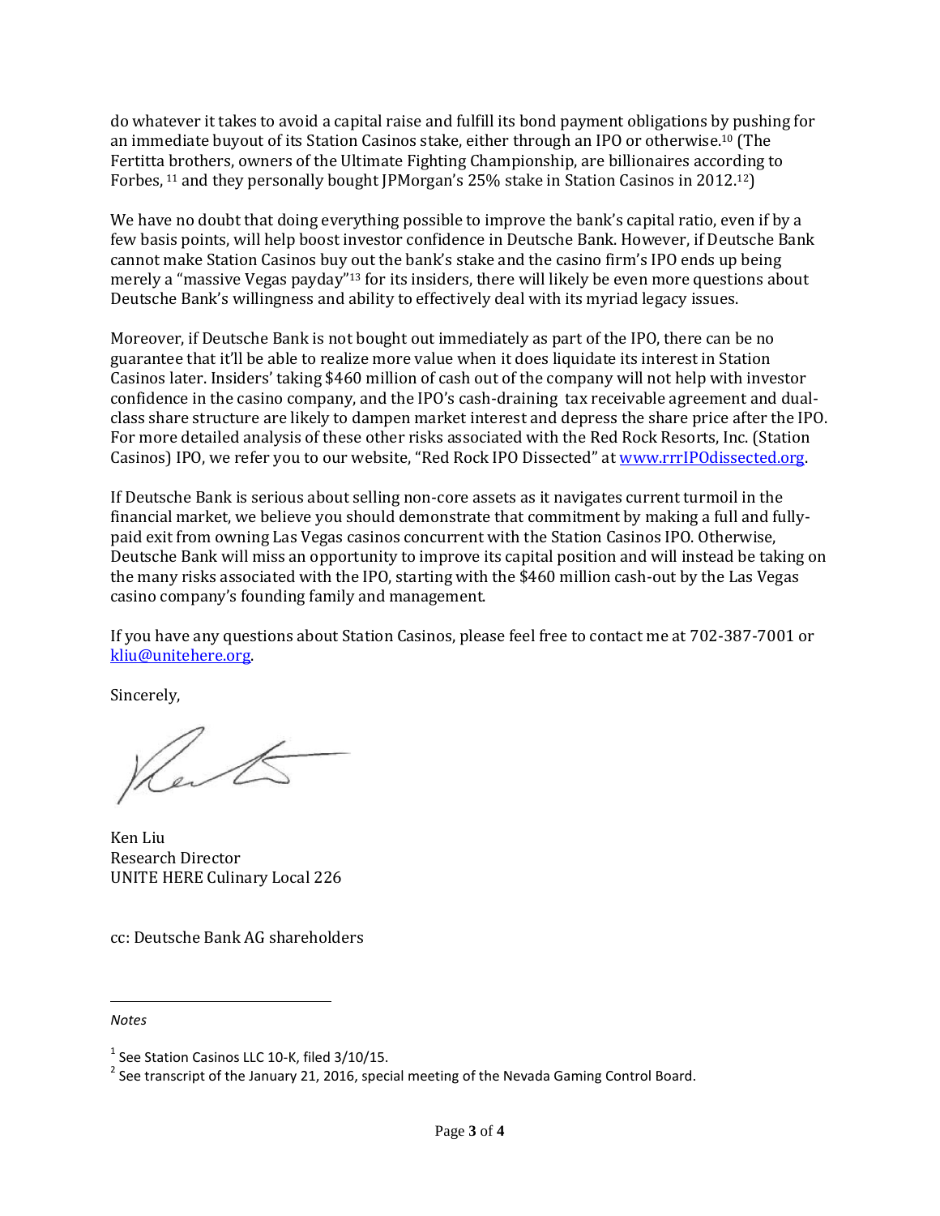do whatever it takes to avoid a capital raise and fulfill its bond payment obligations by pushing for an immediate buyout of its Station Casinos stake, either through an IPO or otherwise.[10] (The Fertitta brothers, owners of the Ultimate Fighting Championship, are billionaires according to Forbes, [11] and they personally bought JPMorgan's 25% stake in Station Casinos in 2012.[12])

We have no doubt that doing everything possible to improve the bank's capital ratio, even if by a few basis points, will help boost investor confidence in Deutsche Bank. However, if Deutsche Bank cannot make Station Casinos buy out the bank's stake and the casino firm's IPO ends up being merely a "massive Vegas payday"[13] for its insiders, there will likely be even more questions about Deutsche Bank's willingness and ability to effectively deal with its myriad legacy issues.

Moreover, if Deutsche Bank is not bought out immediately as part of the IPO, there can be no guarantee that it'll be able to realize more value when it does liquidate its interest in Station Casinos later. Insiders' taking $460 million of cash out of the company will not help with investor confidence in the casino company, and the IPO's cash-draining tax receivable agreement and dual-class share structure are likely to dampen market interest and depress the share price after the IPO. For more detailed analysis of these other risks associated with the Red Rock Resorts, Inc. (Station Casinos) IPO, we refer you to our website, "Red Rock IPO Dissected" at [www.rrrIPOdissected.org](www.rrrIPOdissected.org).

If Deutsche Bank is serious about selling non-core assets as it navigates current turmoil in the financial market, we believe you should demonstrate that commitment by making a full and fully-paid exit from owning Las Vegas casinos concurrent with the Station Casinos IPO. Otherwise, Deutsche Bank will miss an opportunity to improve its capital position and will instead be taking on the many risks associated with the IPO, starting with the $460 million cash-out by the Las Vegas casino company's founding family and management.

If you have any questions about Station Casinos, please feel free to contact me at 702-387-7001 or [kliu@unitehere.org](mailto:kliu@unitehere.org).

Sincerely,

Ken Liu
Research Director
UNITE HERE Culinary Local 226

cc: Deutsche Bank AG shareholders

---

*Notes*

[1] See Station Casinos LLC 10-K, filed 3/10/15.

[2] See transcript of the January 21, 2016, special meeting of the Nevada Gaming Control Board.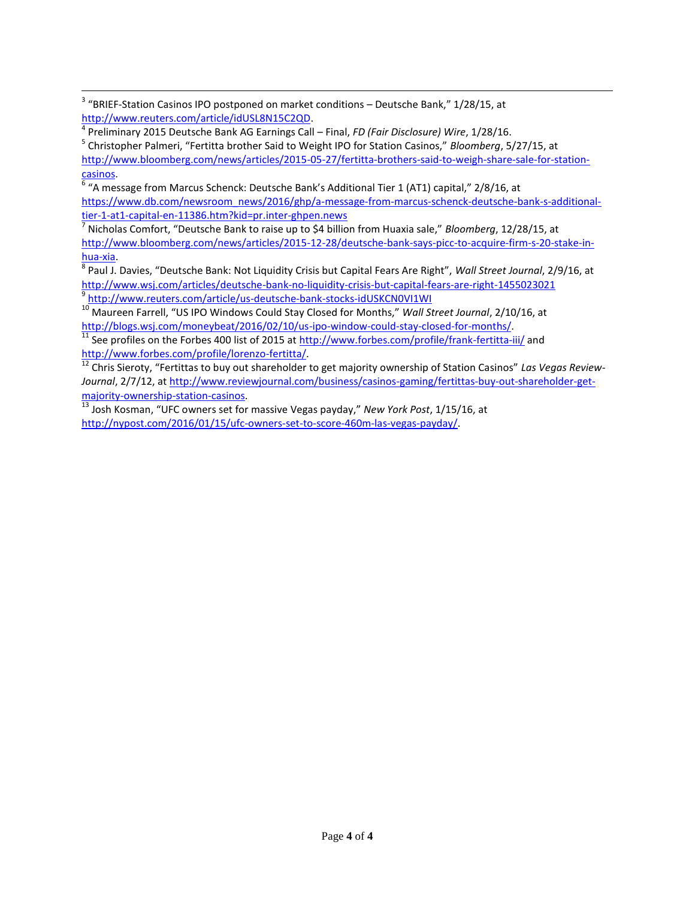[3] "BRIEF-Station Casinos IPO postponed on market conditions – Deutsche Bank," 1/28/15, at http://www.reuters.com/article/idUSL8N15C2QD.

[4] Preliminary 2015 Deutsche Bank AG Earnings Call – Final, *FD (Fair Disclosure) Wire*, 1/28/16.

[5] Christopher Palmeri, "Fertitta brother Said to Weight IPO for Station Casinos," *Bloomberg*, 5/27/15, at http://www.bloomberg.com/news/articles/2015-05-27/fertitta-brothers-said-to-weigh-share-sale-for-station-casinos.

[6] "A message from Marcus Schenck: Deutsche Bank's Additional Tier 1 (AT1) capital," 2/8/16, at https://www.db.com/newsroom_news/2016/ghp/a-message-from-marcus-schenck-deutsche-bank-s-additional-tier-1-at1-capital-en-11386.htm?kid=pr.inter-ghpen.news

[7] Nicholas Comfort, "Deutsche Bank to raise up to $4 billion from Huaxia sale," *Bloomberg*, 12/28/15, at http://www.bloomberg.com/news/articles/2015-12-28/deutsche-bank-says-picc-to-acquire-firm-s-20-stake-in-hua-xia.

[8] Paul J. Davies, "Deutsche Bank: Not Liquidity Crisis but Capital Fears Are Right", *Wall Street Journal*, 2/9/16, at http://www.wsj.com/articles/deutsche-bank-no-liquidity-crisis-but-capital-fears-are-right-1455023021

[9] http://www.reuters.com/article/us-deutsche-bank-stocks-idUSKCN0VI1WI

[10] Maureen Farrell, "US IPO Windows Could Stay Closed for Months," *Wall Street Journal*, 2/10/16, at http://blogs.wsj.com/moneybeat/2016/02/10/us-ipo-window-could-stay-closed-for-months/.

[11] See profiles on the Forbes 400 list of 2015 at http://www.forbes.com/profile/frank-fertitta-iii/ and http://www.forbes.com/profile/lorenzo-fertitta/.

[12] Chris Sieroty, "Fertittas to buy out shareholder to get majority ownership of Station Casinos" *Las Vegas Review-Journal*, 2/7/12, at http://www.reviewjournal.com/business/casinos-gaming/fertittas-buy-out-shareholder-get-majority-ownership-station-casinos.

[13] Josh Kosman, "UFC owners set for massive Vegas payday," *New York Post*, 1/15/16, at http://nypost.com/2016/01/15/ufc-owners-set-to-score-460m-las-vegas-payday/.